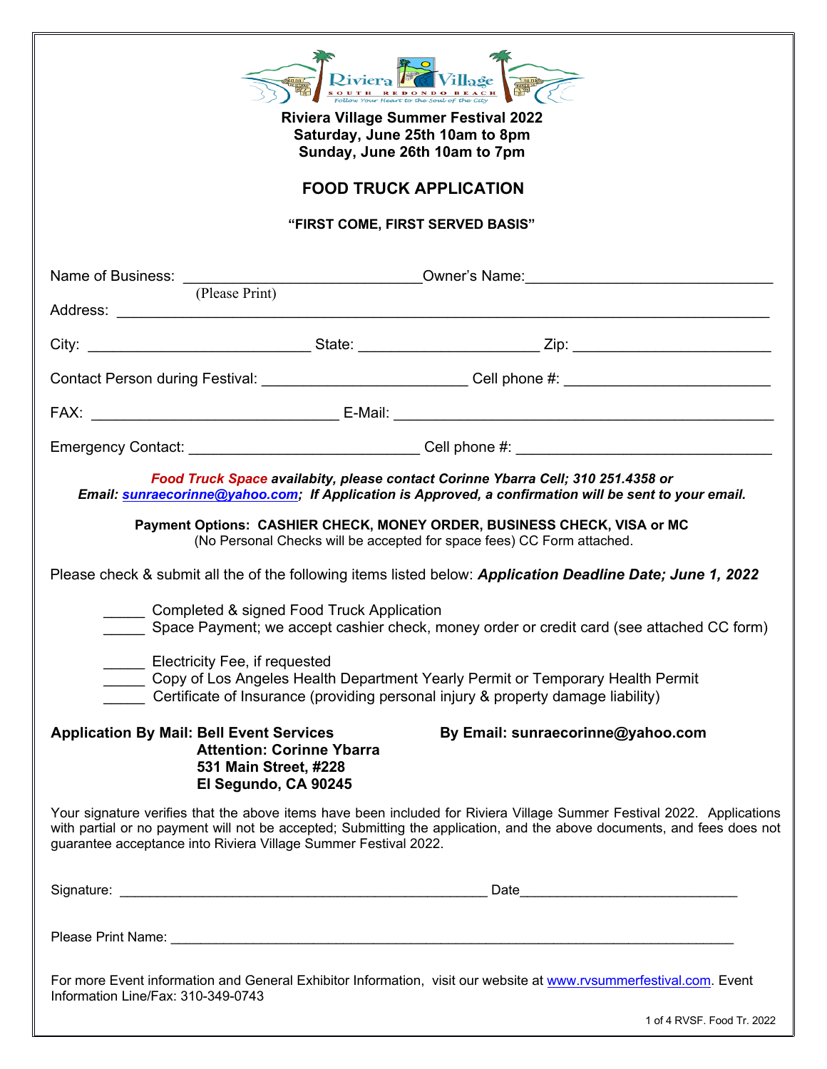**Riviera Village Summer Festival 2022**
**Saturday, June 25th 10am to 8pm**
**Sunday, June 26th 10am to 7pm**

# FOOD TRUCK APPLICATION

**"FIRST COME, FIRST SERVED BASIS"**

Name of Business: ______________________________ Owner's Name: ______________________________
(Please Print)

Address: ____________________________________________________________________________

City: ___________________________ State: ______________________ Zip: ________________________

Contact Person during Festival: _________________________ Cell phone #: ________________________

FAX: ______________________________ E-Mail: ______________________________________________

Emergency Contact: ____________________________ Cell phone #: _______________________________

***Food Truck Space availability, please contact Corinne Ybarra Cell; 310 251.4358 or Email: sunraecorinne@yahoo.com; If Application is Approved, a confirmation will be sent to your email.***

**Payment Options: CASHIER CHECK, MONEY ORDER, BUSINESS CHECK, VISA or MC**
(No Personal Checks will be accepted for space fees) CC Form attached.

Please check & submit all the of the following items listed below: ***Application Deadline Date; June 1, 2022***

_____ Completed & signed Food Truck Application
_____ Space Payment; we accept cashier check, money order or credit card (see attached CC form)

_____ Electricity Fee, if requested
_____ Copy of Los Angeles Health Department Yearly Permit or Temporary Health Permit
_____ Certificate of Insurance (providing personal injury & property damage liability)

**Application By Mail: Bell Event Services**
**Attention: Corinne Ybarra**
**531 Main Street, #228**
**El Segundo, CA 90245**

**By Email: sunraecorinne@yahoo.com**

Your signature verifies that the above items have been included for Riviera Village Summer Festival 2022. Applications with partial or no payment will not be accepted; Submitting the application, and the above documents, and fees does not guarantee acceptance into Riviera Village Summer Festival 2022.

Signature: ________________________________________________ Date____________________________

Please Print Name: ________________________________________________________________________

For more Event information and General Exhibitor Information, visit our website at www.rvsummerfestival.com. Event Information Line/Fax: 310-349-0743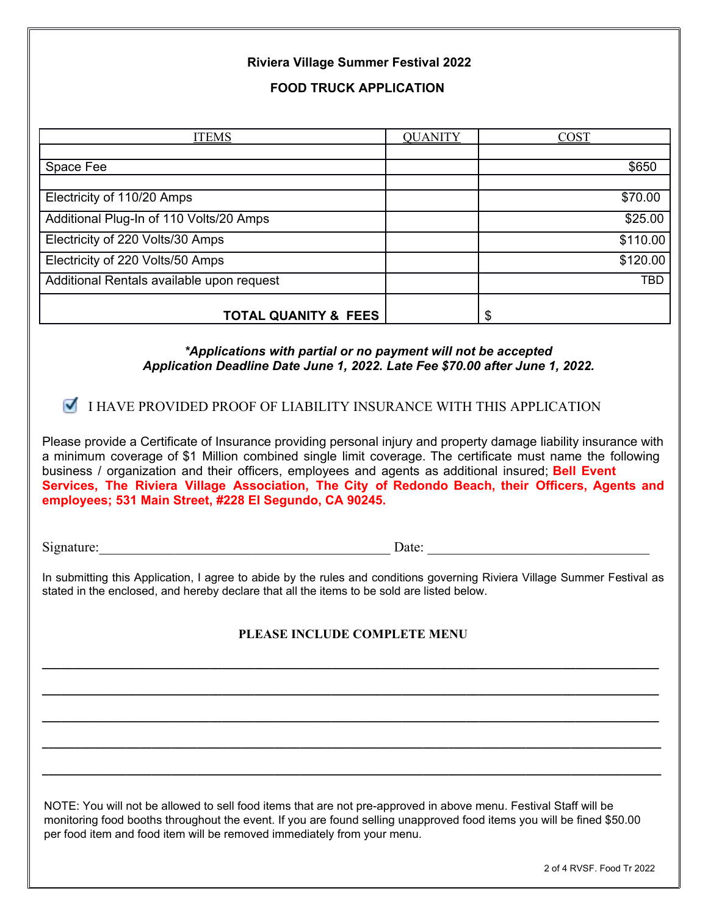**Riviera Village Summer Festival 2022**

**FOOD TRUCK APPLICATION**

| ITEMS | QUANITY | COST |
|---|---|---|
| | | |
| Space Fee | | $650 |
| | | |
| Electricity of 110/20 Amps | | $70.00 |
| Additional Plug-In of 110 Volts/20 Amps | | $25.00 |
| Electricity of 220 Volts/30 Amps | | $110.00 |
| Electricity of 220 Volts/50 Amps | | $120.00 |
| Additional Rentals available upon request | | TBD |
| **TOTAL QUANITY & FEES** | | $ |

***Applications with partial or no payment will not be accepted***
***Application Deadline Date June 1, 2022. Late Fee $70.00 after June 1, 2022.***

☑ I HAVE PROVIDED PROOF OF LIABILITY INSURANCE WITH THIS APPLICATION

Please provide a Certificate of Insurance providing personal injury and property damage liability insurance with a minimum coverage of $1 Million combined single limit coverage. The certificate must name the following business / organization and their officers, employees and agents as additional insured; **Bell Event Services, The Riviera Village Association, The City of Redondo Beach, their Officers, Agents and employees; 531 Main Street, #228 El Segundo, CA 90245.**

Signature:________________________________________ Date: ______________________________

In submitting this Application, I agree to abide by the rules and conditions governing Riviera Village Summer Festival as stated in the enclosed, and hereby declare that all the items to be sold are listed below.

**PLEASE INCLUDE COMPLETE MENU**

______________________________________________________________________________

______________________________________________________________________________

______________________________________________________________________________

______________________________________________________________________________

______________________________________________________________________________

NOTE: You will not be allowed to sell food items that are not pre-approved in above menu. Festival Staff will be monitoring food booths throughout the event. If you are found selling unapproved food items you will be fined $50.00 per food item and food item will be removed immediately from your menu.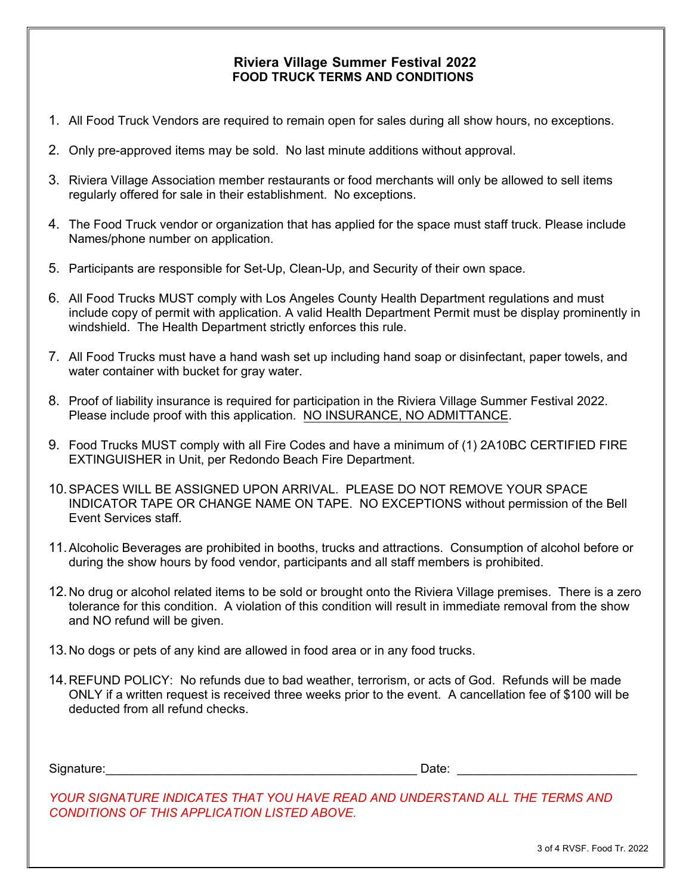## Riviera Village Summer Festival 2022
### FOOD TRUCK TERMS AND CONDITIONS

1. All Food Truck Vendors are required to remain open for sales during all show hours, no exceptions.
2. Only pre-approved items may be sold. No last minute additions without approval.
3. Riviera Village Association member restaurants or food merchants will only be allowed to sell items regularly offered for sale in their establishment. No exceptions.
4. The Food Truck vendor or organization that has applied for the space must staff truck. Please include Names/phone number on application.
5. Participants are responsible for Set-Up, Clean-Up, and Security of their own space.
6. All Food Trucks MUST comply with Los Angeles County Health Department regulations and must include copy of permit with application. A valid Health Department Permit must be display prominently in windshield. The Health Department strictly enforces this rule.
7. All Food Trucks must have a hand wash set up including hand soap or disinfectant, paper towels, and water container with bucket for gray water.
8. Proof of liability insurance is required for participation in the Riviera Village Summer Festival 2022. Please include proof with this application. <u>NO INSURANCE, NO ADMITTANCE</u>.
9. Food Trucks MUST comply with all Fire Codes and have a minimum of (1) 2A10BC CERTIFIED FIRE EXTINGUISHER in Unit, per Redondo Beach Fire Department.
10. SPACES WILL BE ASSIGNED UPON ARRIVAL. PLEASE DO NOT REMOVE YOUR SPACE INDICATOR TAPE OR CHANGE NAME ON TAPE. NO EXCEPTIONS without permission of the Bell Event Services staff.
11. Alcoholic Beverages are prohibited in booths, trucks and attractions. Consumption of alcohol before or during the show hours by food vendor, participants and all staff members is prohibited.
12. No drug or alcohol related items to be sold or brought onto the Riviera Village premises. There is a zero tolerance for this condition. A violation of this condition will result in immediate removal from the show and NO refund will be given.
13. No dogs or pets of any kind are allowed in food area or in any food trucks.
14. REFUND POLICY: No refunds due to bad weather, terrorism, or acts of God. Refunds will be made ONLY if a written request is received three weeks prior to the event. A cancellation fee of $100 will be deducted from all refund checks.

Signature:_____________________________________________ Date: _________________________

*YOUR SIGNATURE INDICATES THAT YOU HAVE READ AND UNDERSTAND ALL THE TERMS AND CONDITIONS OF THIS APPLICATION LISTED ABOVE.*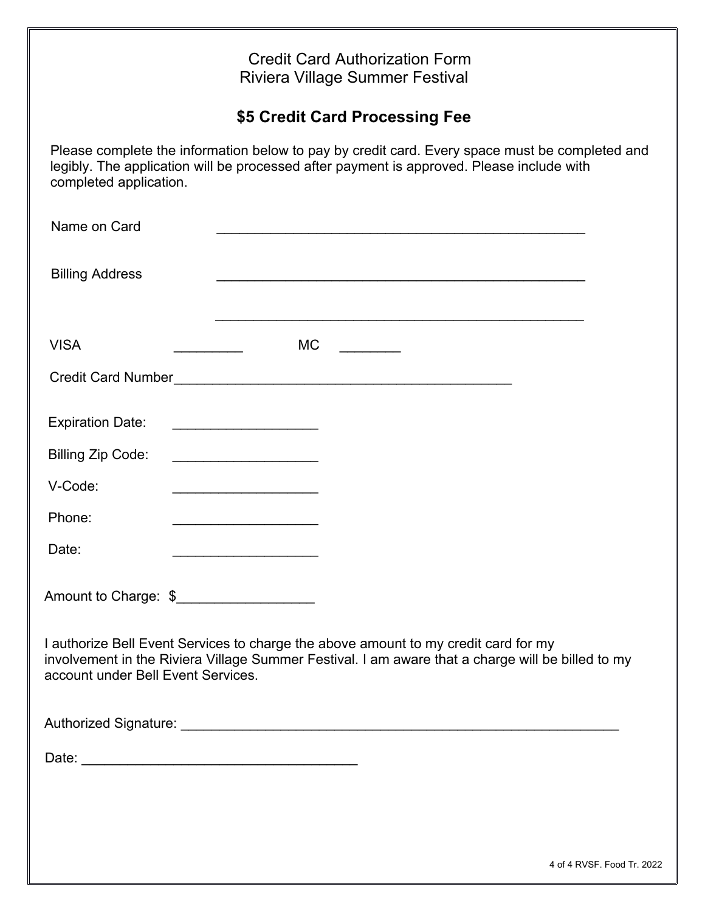# Credit Card Authorization Form
## Riviera Village Summer Festival

### **$5 Credit Card Processing Fee**

Please complete the information below to pay by credit card. Every space must be completed and legibly. The application will be processed after payment is approved. Please include with completed application.

Name on Card ________________________________________________

Billing Address ________________________________________________

________________________________________________

VISA _________ MC ________

Credit Card Number____________________________________________

Expiration Date: ___________________

Billing Zip Code: ___________________

V-Code: ___________________

Phone: ___________________

Date: ___________________

Amount to Charge: $__________________

I authorize Bell Event Services to charge the above amount to my credit card for my involvement in the Riviera Village Summer Festival. I am aware that a charge will be billed to my account under Bell Event Services.

Authorized Signature: _________________________________________________________

Date: ____________________________________

RVSF. Food Tr. 2022